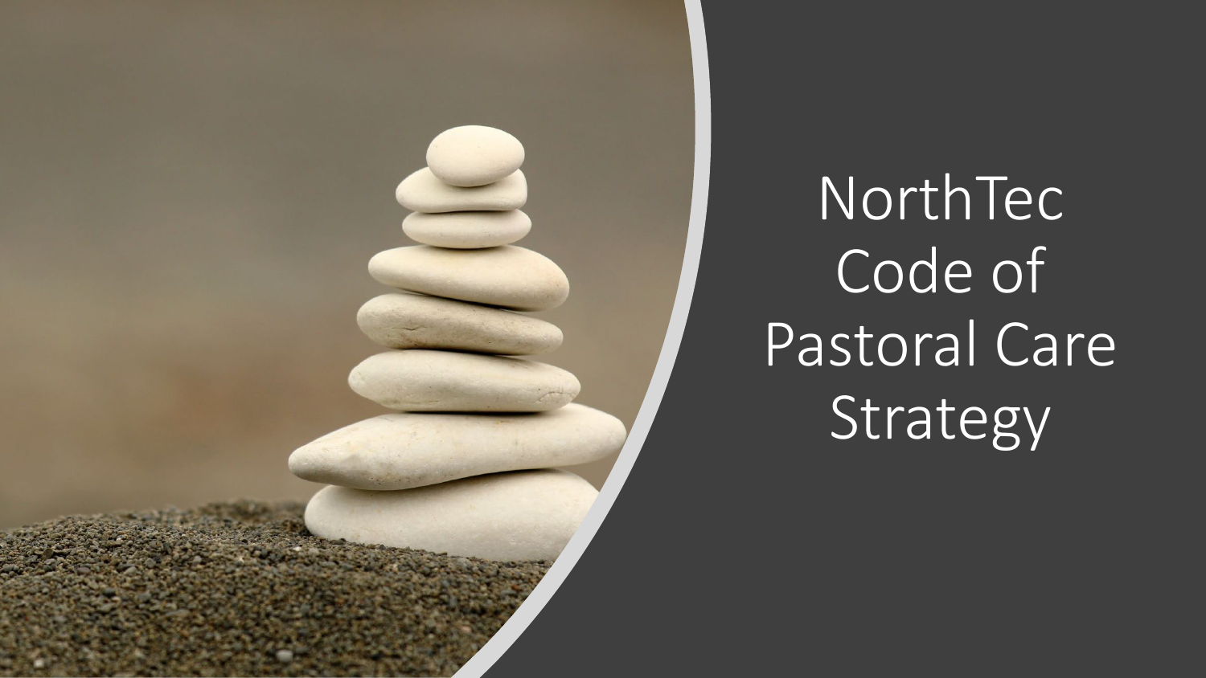# NorthTec Code of Pastoral Care Strategy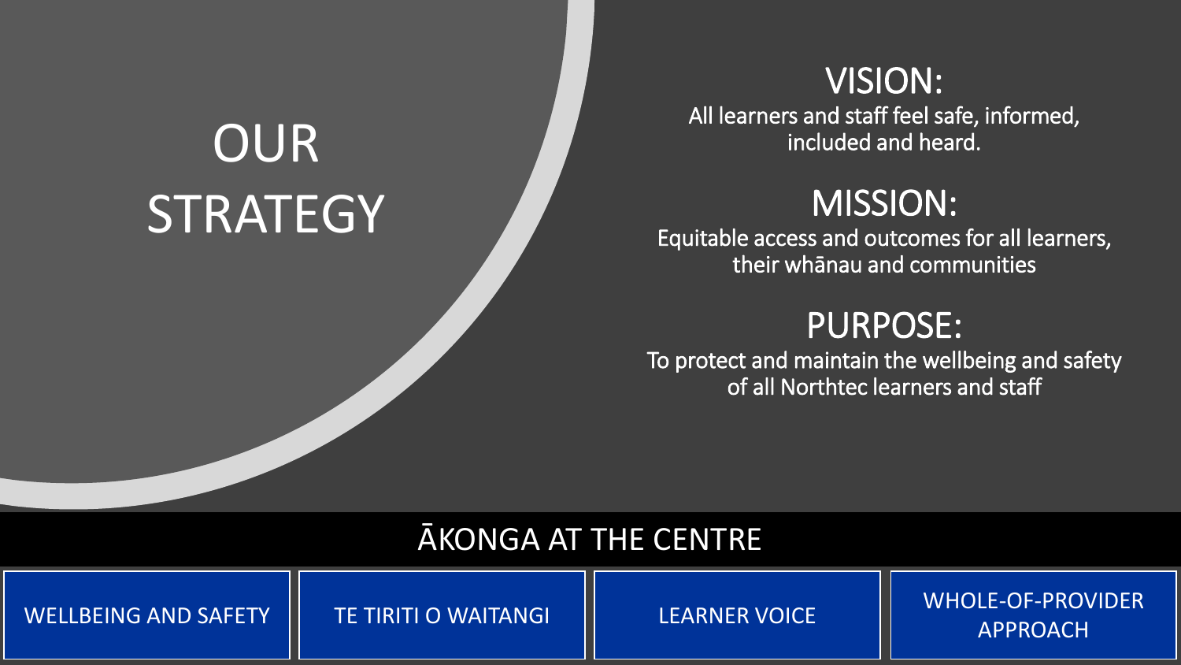# OUR STRATEGY

## VISION:

All learners and staff feel safe, informed, included and heard.

## MISSION:

Equitable access and outcomes for all learners, their whānau and communities

## PURPOSE:

To protect and maintain the wellbeing and safety of all Northtec learners and staff

## ĀKONGA AT THE CENTRE

- WELLBEING AND SAFETY
- TE TIRITI O WAITANGI
- LEARNER VOICE
- WHOLE-OF-PROVIDER APPROACH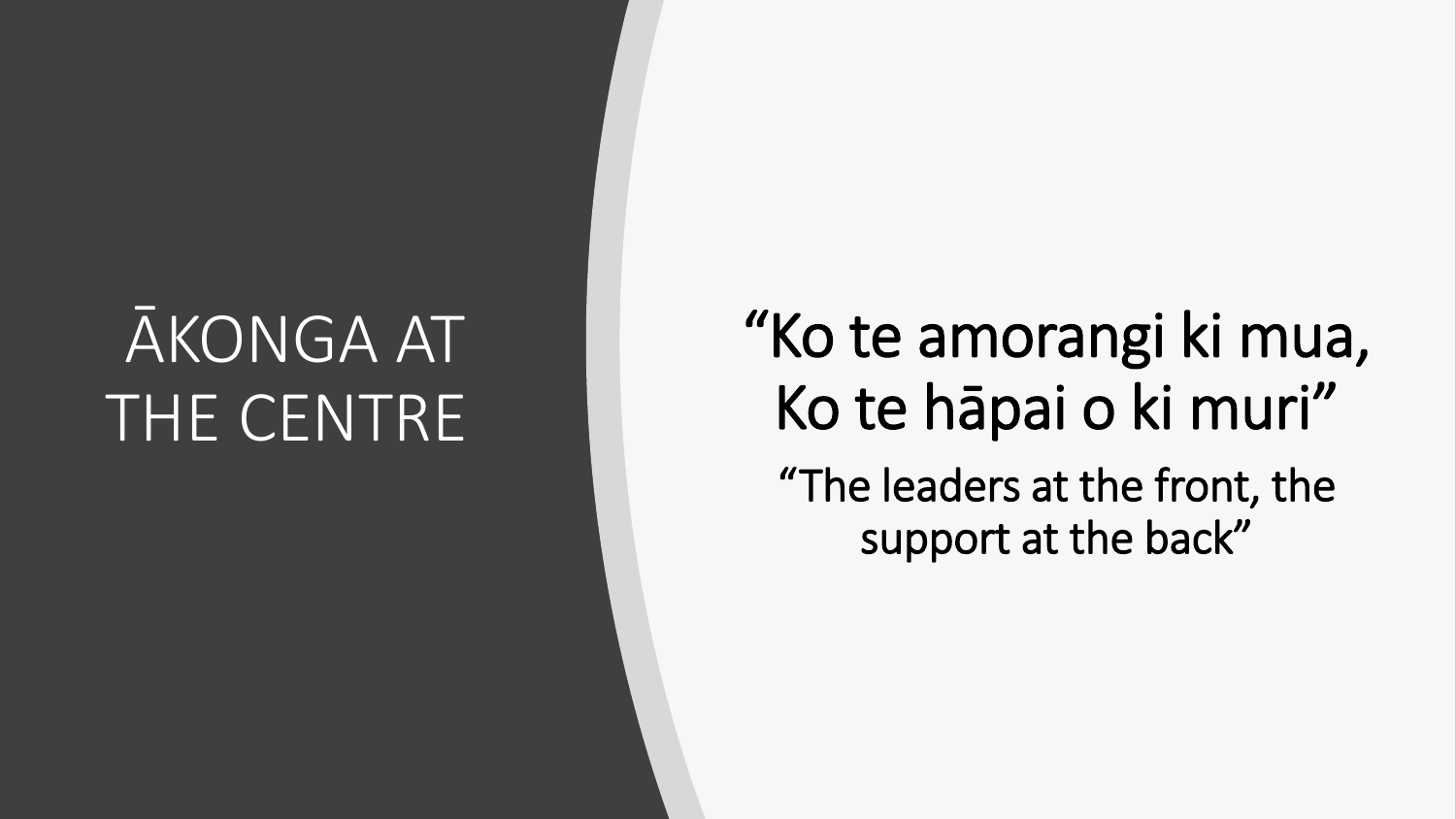# ĀKONGA AT THE CENTRE

## "Ko te amorangi ki mua, Ko te hāpai o ki muri"

"The leaders at the front, the support at the back"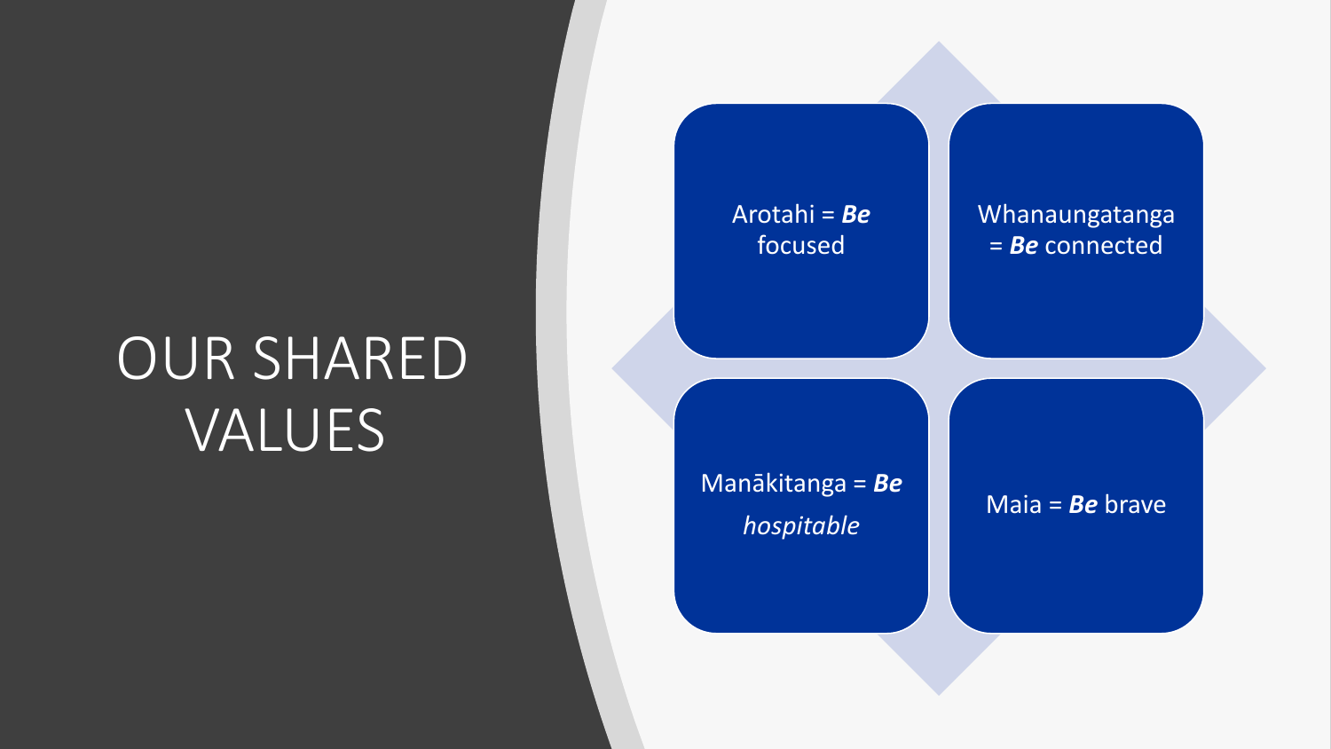# OUR SHARED VALUES

- Arotahi = ***Be*** focused
- Whanaungatanga = ***Be*** connected
- Manākitanga = ***Be*** *hospitable*
- Maia = ***Be*** brave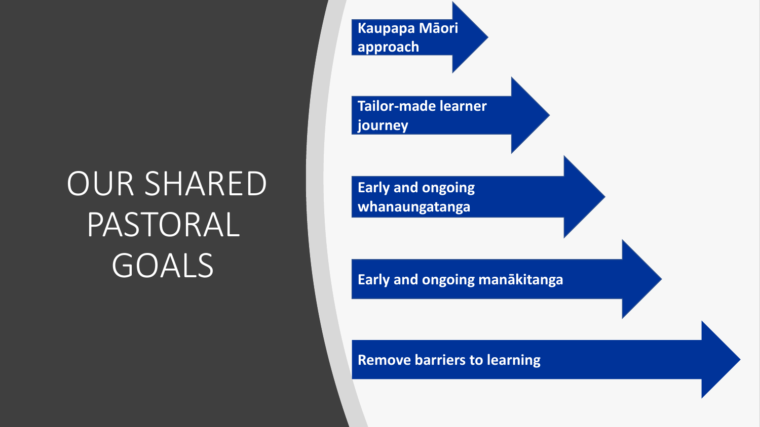# OUR SHARED PASTORAL GOALS

- **Kaupapa Māori approach**
- **Tailor-made learner journey**
- **Early and ongoing whanaungatanga**
- **Early and ongoing manākitanga**
- **Remove barriers to learning**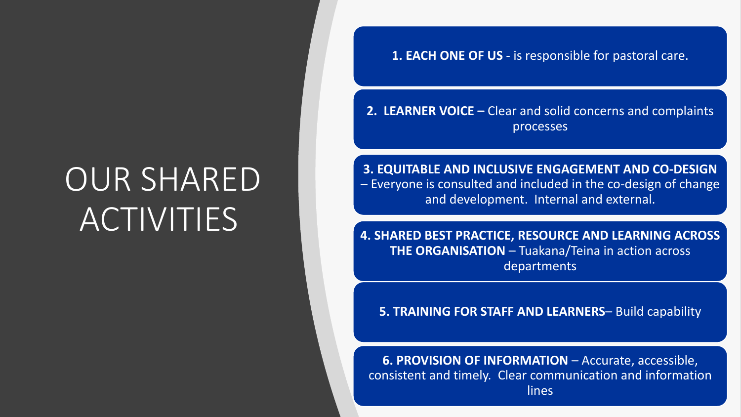# OUR SHARED ACTIVITIES

**1. EACH ONE OF US** - is responsible for pastoral care.

**2. LEARNER VOICE –** Clear and solid concerns and complaints processes

**3. EQUITABLE AND INCLUSIVE ENGAGEMENT AND CO-DESIGN** – Everyone is consulted and included in the co-design of change and development. Internal and external.

**4. SHARED BEST PRACTICE, RESOURCE AND LEARNING ACROSS THE ORGANISATION** – Tuakana/Teina in action across departments

**5. TRAINING FOR STAFF AND LEARNERS**– Build capability

**6. PROVISION OF INFORMATION** – Accurate, accessible, consistent and timely. Clear communication and information lines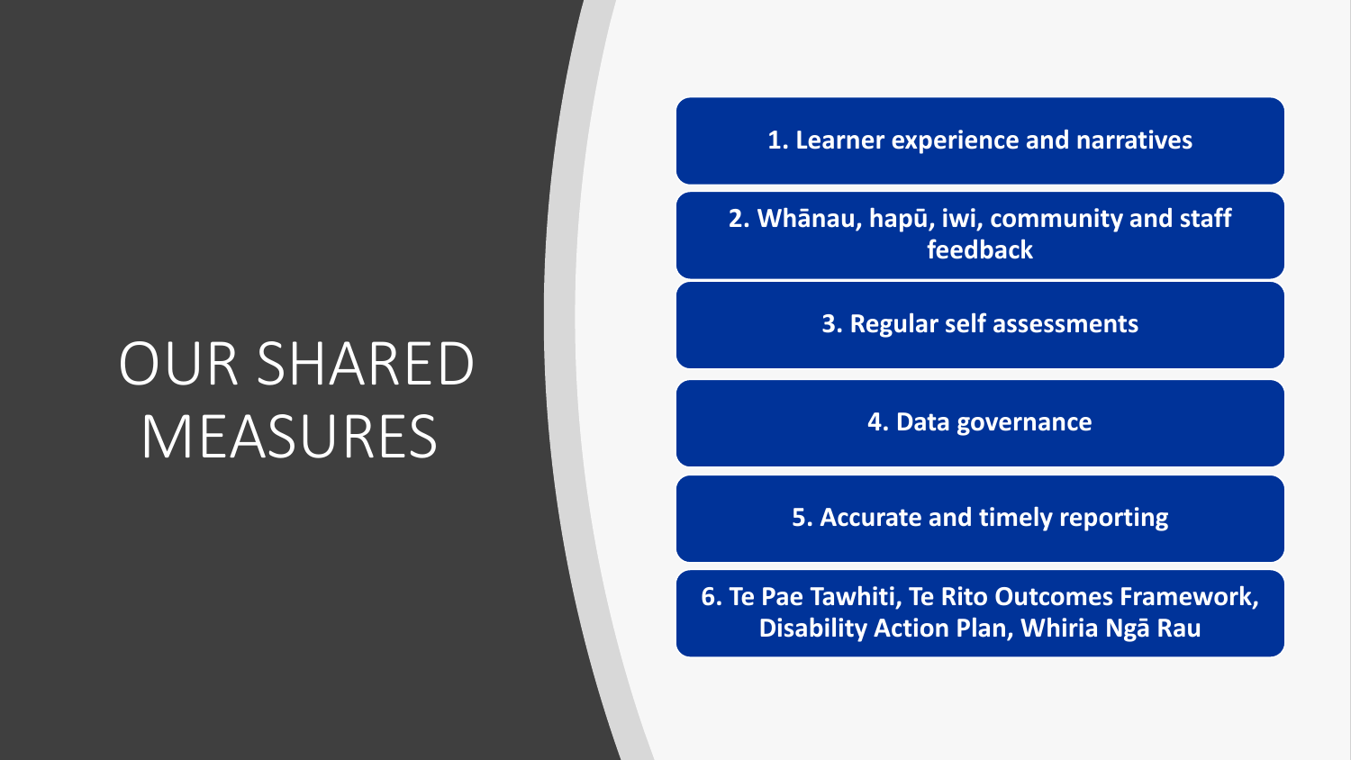# OUR SHARED MEASURES

1. Learner experience and narratives
2. Whānau, hapū, iwi, community and staff feedback
3. Regular self assessments
4. Data governance
5. Accurate and timely reporting
6. Te Pae Tawhiti, Te Rito Outcomes Framework, Disability Action Plan, Whiria Ngā Rau